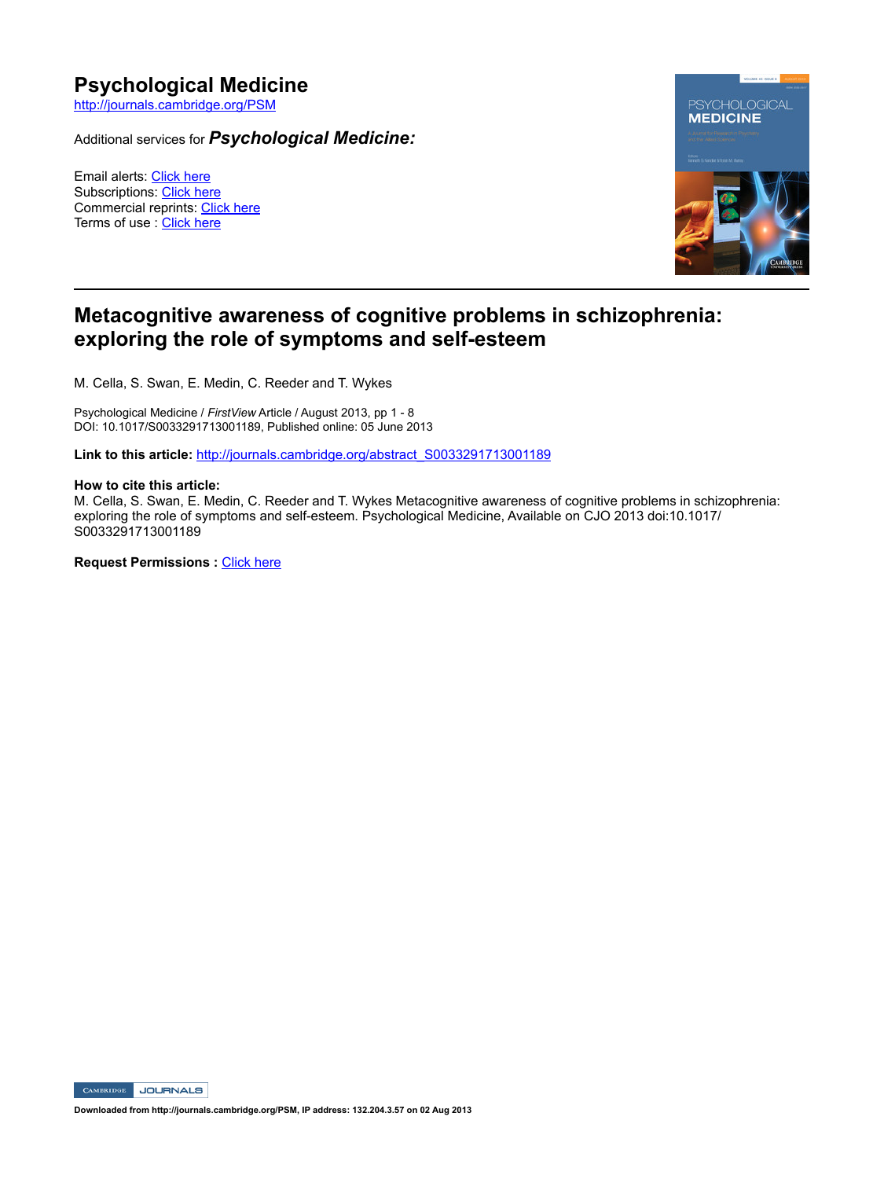# Psychological Medicine

http://journals.cambridge.org/PSM

Additional services for ***Psychological Medicine:***

Email alerts: Click here
Subscriptions: Click here
Commercial reprints: Click here
Terms of use : Click here

## Metacognitive awareness of cognitive problems in schizophrenia: exploring the role of symptoms and self-esteem

M. Cella, S. Swan, E. Medin, C. Reeder and T. Wykes

Psychological Medicine / *FirstView* Article / August 2013, pp 1 - 8
DOI: 10.1017/S0033291713001189, Published online: 05 June 2013

**Link to this article:** http://journals.cambridge.org/abstract_S0033291713001189

**How to cite this article:**
M. Cella, S. Swan, E. Medin, C. Reeder and T. Wykes Metacognitive awareness of cognitive problems in schizophrenia: exploring the role of symptoms and self-esteem. Psychological Medicine, Available on CJO 2013 doi:10.1017/S0033291713001189

**Request Permissions :** Click here

Downloaded from http://journals.cambridge.org/PSM, IP address: 132.204.3.57 on 02 Aug 2013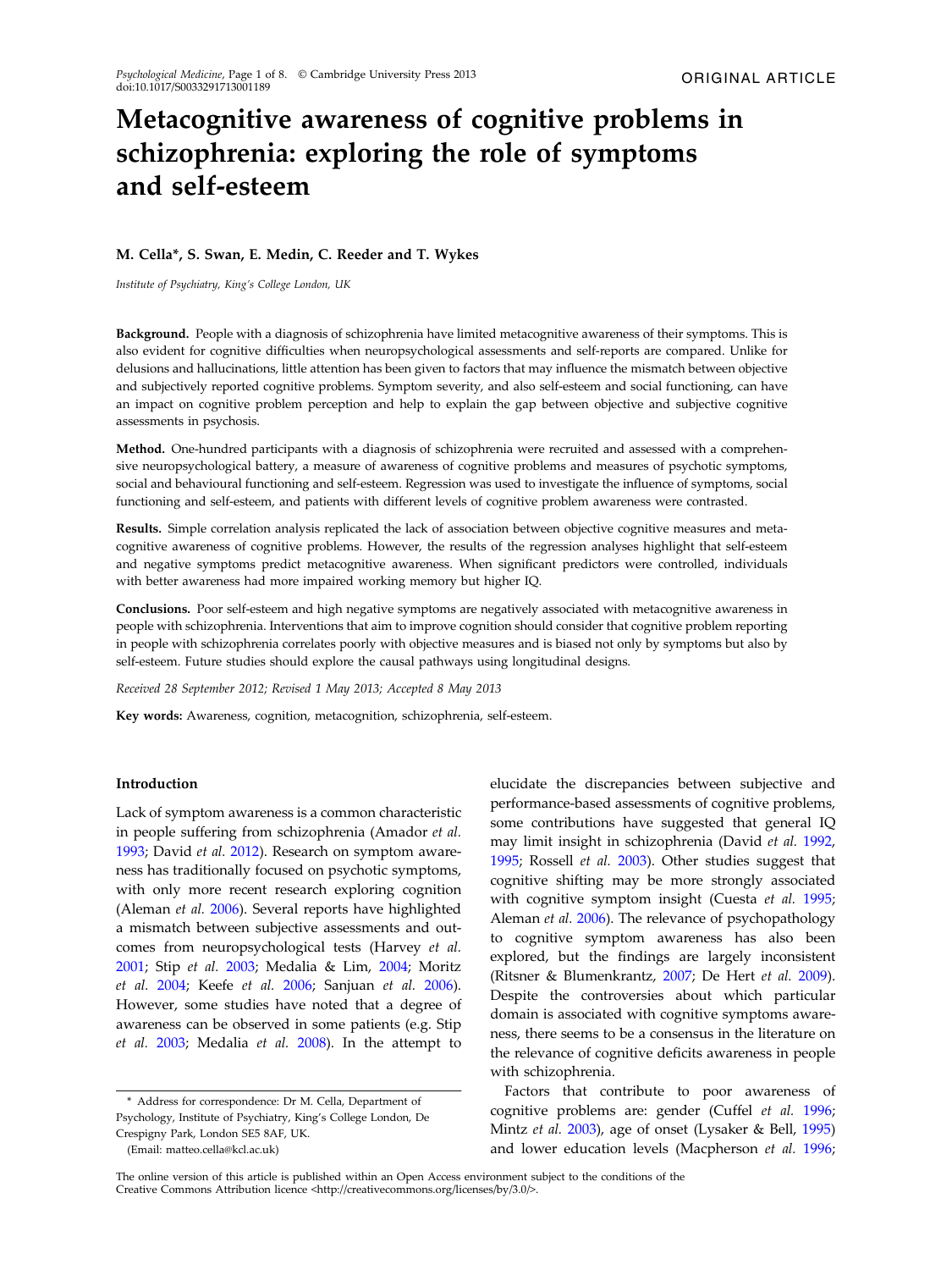# Metacognitive awareness of cognitive problems in schizophrenia: exploring the role of symptoms and self-esteem

**M. Cella*, S. Swan, E. Medin, C. Reeder and T. Wykes**

*Institute of Psychiatry, King's College London, UK*

**Background.** People with a diagnosis of schizophrenia have limited metacognitive awareness of their symptoms. This is also evident for cognitive difficulties when neuropsychological assessments and self-reports are compared. Unlike for delusions and hallucinations, little attention has been given to factors that may influence the mismatch between objective and subjectively reported cognitive problems. Symptom severity, and also self-esteem and social functioning, can have an impact on cognitive problem perception and help to explain the gap between objective and subjective cognitive assessments in psychosis.

**Method.** One-hundred participants with a diagnosis of schizophrenia were recruited and assessed with a comprehensive neuropsychological battery, a measure of awareness of cognitive problems and measures of psychotic symptoms, social and behavioural functioning and self-esteem. Regression was used to investigate the influence of symptoms, social functioning and self-esteem, and patients with different levels of cognitive problem awareness were contrasted.

**Results.** Simple correlation analysis replicated the lack of association between objective cognitive measures and metacognitive awareness of cognitive problems. However, the results of the regression analyses highlight that self-esteem and negative symptoms predict metacognitive awareness. When significant predictors were controlled, individuals with better awareness had more impaired working memory but higher IQ.

**Conclusions.** Poor self-esteem and high negative symptoms are negatively associated with metacognitive awareness in people with schizophrenia. Interventions that aim to improve cognition should consider that cognitive problem reporting in people with schizophrenia correlates poorly with objective measures and is biased not only by symptoms but also by self-esteem. Future studies should explore the causal pathways using longitudinal designs.

*Received 28 September 2012; Revised 1 May 2013; Accepted 8 May 2013*

**Key words:** Awareness, cognition, metacognition, schizophrenia, self-esteem.

## Introduction

Lack of symptom awareness is a common characteristic in people suffering from schizophrenia (Amador *et al.* 1993; David *et al.* 2012). Research on symptom awareness has traditionally focused on psychotic symptoms, with only more recent research exploring cognition (Aleman *et al.* 2006). Several reports have highlighted a mismatch between subjective assessments and outcomes from neuropsychological tests (Harvey *et al.* 2001; Stip *et al.* 2003; Medalia & Lim, 2004; Moritz *et al.* 2004; Keefe *et al.* 2006; Sanjuan *et al.* 2006). However, some studies have noted that a degree of awareness can be observed in some patients (e.g. Stip *et al.* 2003; Medalia *et al.* 2008). In the attempt to elucidate the discrepancies between subjective and performance-based assessments of cognitive problems, some contributions have suggested that general IQ may limit insight in schizophrenia (David *et al.* 1992, 1995; Rossell *et al.* 2003). Other studies suggest that cognitive shifting may be more strongly associated with cognitive symptom insight (Cuesta *et al.* 1995; Aleman *et al.* 2006). The relevance of psychopathology to cognitive symptom awareness has also been explored, but the findings are largely inconsistent (Ritsner & Blumenkrantz, 2007; De Hert *et al.* 2009). Despite the controversies about which particular domain is associated with cognitive symptoms awareness, there seems to be a consensus in the literature on the relevance of cognitive deficits awareness in people with schizophrenia.

Factors that contribute to poor awareness of cognitive problems are: gender (Cuffel *et al.* 1996; Mintz *et al.* 2003), age of onset (Lysaker & Bell, 1995) and lower education levels (Macpherson *et al.* 1996;

\* Address for correspondence: Dr M. Cella, Department of Psychology, Institute of Psychiatry, King's College London, De Crespigny Park, London SE5 8AF, UK.
(Email: matteo.cella@kcl.ac.uk)

The online version of this article is published within an Open Access environment subject to the conditions of the Creative Commons Attribution licence <http://creativecommons.org/licenses/by/3.0/>.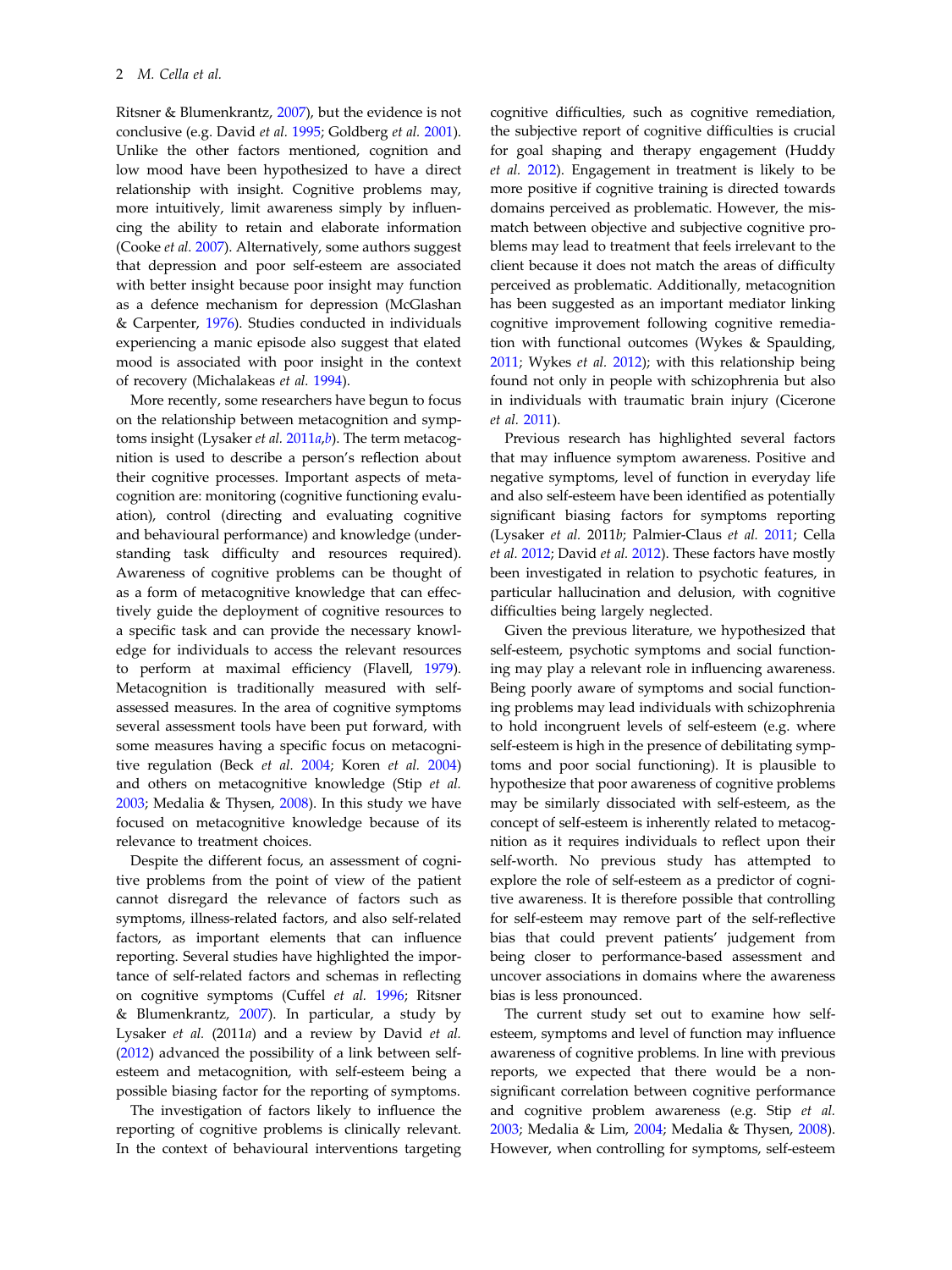Ritsner & Blumenkrantz, 2007), but the evidence is not conclusive (e.g. David *et al.* 1995; Goldberg *et al.* 2001). Unlike the other factors mentioned, cognition and low mood have been hypothesized to have a direct relationship with insight. Cognitive problems may, more intuitively, limit awareness simply by influencing the ability to retain and elaborate information (Cooke *et al.* 2007). Alternatively, some authors suggest that depression and poor self-esteem are associated with better insight because poor insight may function as a defence mechanism for depression (McGlashan & Carpenter, 1976). Studies conducted in individuals experiencing a manic episode also suggest that elated mood is associated with poor insight in the context of recovery (Michalakeas *et al.* 1994).

More recently, some researchers have begun to focus on the relationship between metacognition and symptoms insight (Lysaker *et al.* 2011*a*,*b*). The term metacognition is used to describe a person's reflection about their cognitive processes. Important aspects of metacognition are: monitoring (cognitive functioning evaluation), control (directing and evaluating cognitive and behavioural performance) and knowledge (understanding task difficulty and resources required). Awareness of cognitive problems can be thought of as a form of metacognitive knowledge that can effectively guide the deployment of cognitive resources to a specific task and can provide the necessary knowledge for individuals to access the relevant resources to perform at maximal efficiency (Flavell, 1979). Metacognition is traditionally measured with self-assessed measures. In the area of cognitive symptoms several assessment tools have been put forward, with some measures having a specific focus on metacognitive regulation (Beck *et al.* 2004; Koren *et al.* 2004) and others on metacognitive knowledge (Stip *et al.* 2003; Medalia & Thysen, 2008). In this study we have focused on metacognitive knowledge because of its relevance to treatment choices.

Despite the different focus, an assessment of cognitive problems from the point of view of the patient cannot disregard the relevance of factors such as symptoms, illness-related factors, and also self-related factors, as important elements that can influence reporting. Several studies have highlighted the importance of self-related factors and schemas in reflecting on cognitive symptoms (Cuffel *et al.* 1996; Ritsner & Blumenkrantz, 2007). In particular, a study by Lysaker *et al.* (2011*a*) and a review by David *et al.* (2012) advanced the possibility of a link between self-esteem and metacognition, with self-esteem being a possible biasing factor for the reporting of symptoms.

The investigation of factors likely to influence the reporting of cognitive problems is clinically relevant. In the context of behavioural interventions targeting cognitive difficulties, such as cognitive remediation, the subjective report of cognitive difficulties is crucial for goal shaping and therapy engagement (Huddy *et al.* 2012). Engagement in treatment is likely to be more positive if cognitive training is directed towards domains perceived as problematic. However, the mismatch between objective and subjective cognitive problems may lead to treatment that feels irrelevant to the client because it does not match the areas of difficulty perceived as problematic. Additionally, metacognition has been suggested as an important mediator linking cognitive improvement following cognitive remediation with functional outcomes (Wykes & Spaulding, 2011; Wykes *et al.* 2012); with this relationship being found not only in people with schizophrenia but also in individuals with traumatic brain injury (Cicerone *et al.* 2011).

Previous research has highlighted several factors that may influence symptom awareness. Positive and negative symptoms, level of function in everyday life and also self-esteem have been identified as potentially significant biasing factors for symptoms reporting (Lysaker *et al.* 2011*b*; Palmier-Claus *et al.* 2011; Cella *et al.* 2012; David *et al.* 2012). These factors have mostly been investigated in relation to psychotic features, in particular hallucination and delusion, with cognitive difficulties being largely neglected.

Given the previous literature, we hypothesized that self-esteem, psychotic symptoms and social functioning may play a relevant role in influencing awareness. Being poorly aware of symptoms and social functioning problems may lead individuals with schizophrenia to hold incongruent levels of self-esteem (e.g. where self-esteem is high in the presence of debilitating symptoms and poor social functioning). It is plausible to hypothesize that poor awareness of cognitive problems may be similarly dissociated with self-esteem, as the concept of self-esteem is inherently related to metacognition as it requires individuals to reflect upon their self-worth. No previous study has attempted to explore the role of self-esteem as a predictor of cognitive awareness. It is therefore possible that controlling for self-esteem may remove part of the self-reflective bias that could prevent patients' judgement from being closer to performance-based assessment and uncover associations in domains where the awareness bias is less pronounced.

The current study set out to examine how self-esteem, symptoms and level of function may influence awareness of cognitive problems. In line with previous reports, we expected that there would be a non-significant correlation between cognitive performance and cognitive problem awareness (e.g. Stip *et al.* 2003; Medalia & Lim, 2004; Medalia & Thysen, 2008). However, when controlling for symptoms, self-esteem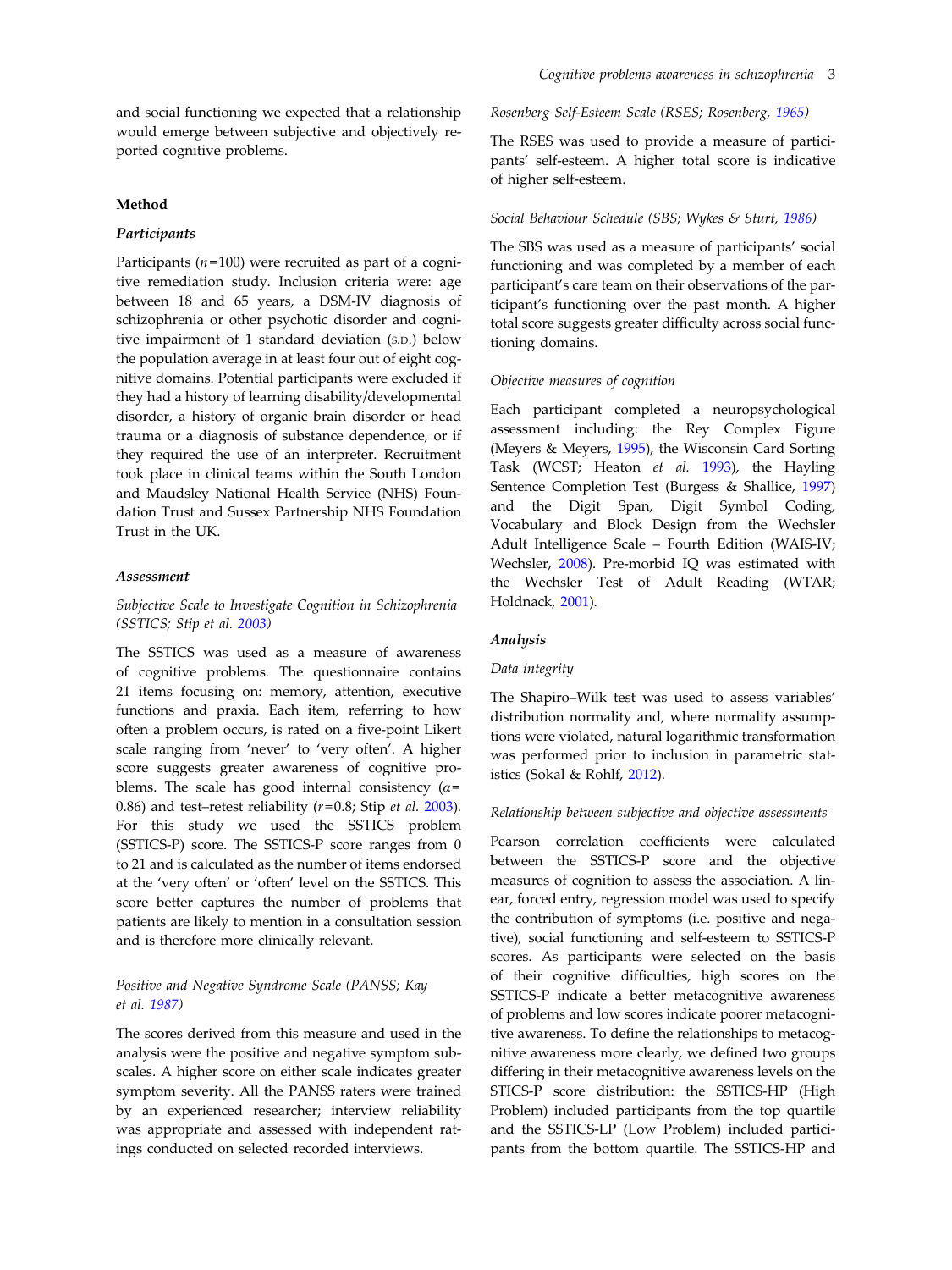and social functioning we expected that a relationship would emerge between subjective and objectively reported cognitive problems.

## Method

### Participants

Participants ($n$=100) were recruited as part of a cognitive remediation study. Inclusion criteria were: age between 18 and 65 years, a DSM-IV diagnosis of schizophrenia or other psychotic disorder and cognitive impairment of 1 standard deviation (S.D.) below the population average in at least four out of eight cognitive domains. Potential participants were excluded if they had a history of learning disability/developmental disorder, a history of organic brain disorder or head trauma or a diagnosis of substance dependence, or if they required the use of an interpreter. Recruitment took place in clinical teams within the South London and Maudsley National Health Service (NHS) Foundation Trust and Sussex Partnership NHS Foundation Trust in the UK.

### Assessment

*Subjective Scale to Investigate Cognition in Schizophrenia (SSTICS; Stip et al. 2003)*

The SSTICS was used as a measure of awareness of cognitive problems. The questionnaire contains 21 items focusing on: memory, attention, executive functions and praxia. Each item, referring to how often a problem occurs, is rated on a five-point Likert scale ranging from 'never' to 'very often'. A higher score suggests greater awareness of cognitive problems. The scale has good internal consistency ($\alpha$= 0.86) and test–retest reliability ($r$=0.8; Stip *et al.* 2003). For this study we used the SSTICS problem (SSTICS-P) score. The SSTICS-P score ranges from 0 to 21 and is calculated as the number of items endorsed at the 'very often' or 'often' level on the SSTICS. This score better captures the number of problems that patients are likely to mention in a consultation session and is therefore more clinically relevant.

*Positive and Negative Syndrome Scale (PANSS; Kay et al. 1987)*

The scores derived from this measure and used in the analysis were the positive and negative symptom subscales. A higher score on either scale indicates greater symptom severity. All the PANSS raters were trained by an experienced researcher; interview reliability was appropriate and assessed with independent ratings conducted on selected recorded interviews.

*Rosenberg Self-Esteem Scale (RSES; Rosenberg, 1965)*

The RSES was used to provide a measure of participants' self-esteem. A higher total score is indicative of higher self-esteem.

*Social Behaviour Schedule (SBS; Wykes & Sturt, 1986)*

The SBS was used as a measure of participants' social functioning and was completed by a member of each participant's care team on their observations of the participant's functioning over the past month. A higher total score suggests greater difficulty across social functioning domains.

*Objective measures of cognition*

Each participant completed a neuropsychological assessment including: the Rey Complex Figure (Meyers & Meyers, 1995), the Wisconsin Card Sorting Task (WCST; Heaton *et al.* 1993), the Hayling Sentence Completion Test (Burgess & Shallice, 1997) and the Digit Span, Digit Symbol Coding, Vocabulary and Block Design from the Wechsler Adult Intelligence Scale – Fourth Edition (WAIS-IV; Wechsler, 2008). Pre-morbid IQ was estimated with the Wechsler Test of Adult Reading (WTAR; Holdnack, 2001).

### Analysis

*Data integrity*

The Shapiro–Wilk test was used to assess variables' distribution normality and, where normality assumptions were violated, natural logarithmic transformation was performed prior to inclusion in parametric statistics (Sokal & Rohlf, 2012).

*Relationship between subjective and objective assessments*

Pearson correlation coefficients were calculated between the SSTICS-P score and the objective measures of cognition to assess the association. A linear, forced entry, regression model was used to specify the contribution of symptoms (i.e. positive and negative), social functioning and self-esteem to SSTICS-P scores. As participants were selected on the basis of their cognitive difficulties, high scores on the SSTICS-P indicate a better metacognitive awareness of problems and low scores indicate poorer metacognitive awareness. To define the relationships to metacognitive awareness more clearly, we defined two groups differing in their metacognitive awareness levels on the STICS-P score distribution: the SSTICS-HP (High Problem) included participants from the top quartile and the SSTICS-LP (Low Problem) included participants from the bottom quartile. The SSTICS-HP and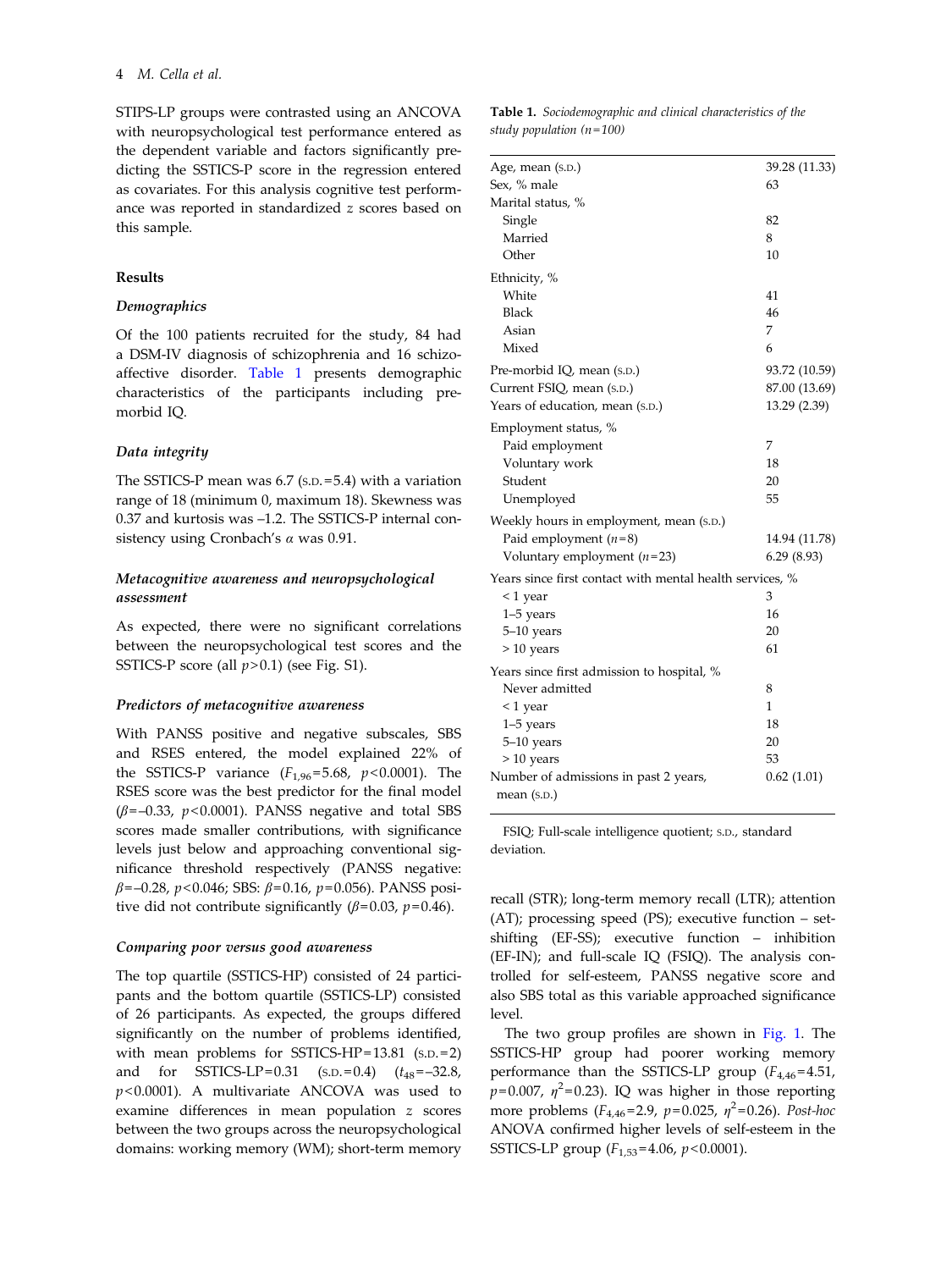STIPS-LP groups were contrasted using an ANCOVA with neuropsychological test performance entered as the dependent variable and factors significantly predicting the SSTICS-P score in the regression entered as covariates. For this analysis cognitive test performance was reported in standardized $z$ scores based on this sample.

### Results

#### *Demographics*

Of the 100 patients recruited for the study, 84 had a DSM-IV diagnosis of schizophrenia and 16 schizoaffective disorder. Table 1 presents demographic characteristics of the participants including premorbid IQ.

#### *Data integrity*

The SSTICS-P mean was 6.7 (S.D. = 5.4) with a variation range of 18 (minimum 0, maximum 18). Skewness was 0.37 and kurtosis was –1.2. The SSTICS-P internal consistency using Cronbach's $\alpha$ was 0.91.

#### *Metacognitive awareness and neuropsychological assessment*

As expected, there were no significant correlations between the neuropsychological test scores and the SSTICS-P score (all $p > 0.1$) (see Fig. S1).

#### *Predictors of metacognitive awareness*

With PANSS positive and negative subscales, SBS and RSES entered, the model explained 22% of the SSTICS-P variance ($F_{1,96} = 5.68$, $p < 0.0001$). The RSES score was the best predictor for the final model ($\beta = -0.33$, $p < 0.0001$). PANSS negative and total SBS scores made smaller contributions, with significance levels just below and approaching conventional significance threshold respectively (PANSS negative: $\beta = -0.28$, $p < 0.046$; SBS: $\beta = 0.16$, $p = 0.056$). PANSS positive did not contribute significantly ($\beta = 0.03$, $p = 0.46$).

#### *Comparing poor versus good awareness*

The top quartile (SSTICS-HP) consisted of 24 participants and the bottom quartile (SSTICS-LP) consisted of 26 participants. As expected, the groups differed significantly on the number of problems identified, with mean problems for SSTICS-HP = 13.81 (S.D. = 2) and for SSTICS-LP = 0.31 (S.D. = 0.4) ($t_{48} = -32.8$, $p < 0.0001$). A multivariate ANCOVA was used to examine differences in mean population $z$ scores between the two groups across the neuropsychological domains: working memory (WM); short-term memory recall (STR); long-term memory recall (LTR); attention (AT); processing speed (PS); executive function – set-shifting (EF-SS); executive function – inhibition (EF-IN); and full-scale IQ (FSIQ). The analysis controlled for self-esteem, PANSS negative score and also SBS total as this variable approached significance level.

The two group profiles are shown in Fig. 1. The SSTICS-HP group had poorer working memory performance than the SSTICS-LP group ($F_{4,46} = 4.51$, $p = 0.007$, $\eta^2 = 0.23$). IQ was higher in those reporting more problems ($F_{4,46} = 2.9$, $p = 0.025$, $\eta^2 = 0.26$). *Post-hoc* ANOVA confirmed higher levels of self-esteem in the SSTICS-LP group ($F_{1,53} = 4.06$, $p < 0.0001$).

**Table 1.** *Sociodemographic and clinical characteristics of the study population (n = 100)*

| | |
|---|---|
| Age, mean (S.D.) | 39.28 (11.33) |
| Sex, % male | 63 |
| Marital status, % | |
| Single | 82 |
| Married | 8 |
| Other | 10 |
| Ethnicity, % | |
| White | 41 |
| Black | 46 |
| Asian | 7 |
| Mixed | 6 |
| Pre-morbid IQ, mean (S.D.) | 93.72 (10.59) |
| Current FSIQ, mean (S.D.) | 87.00 (13.69) |
| Years of education, mean (S.D.) | 13.29 (2.39) |
| Employment status, % | |
| Paid employment | 7 |
| Voluntary work | 18 |
| Student | 20 |
| Unemployed | 55 |
| Weekly hours in employment, mean (S.D.) | |
| Paid employment ($n$ = 8) | 14.94 (11.78) |
| Voluntary employment ($n$ = 23) | 6.29 (8.93) |
| Years since first contact with mental health services, % | |
| < 1 year | 3 |
| 1–5 years | 16 |
| 5–10 years | 20 |
| > 10 years | 61 |
| Years since first admission to hospital, % | |
| Never admitted | 8 |
| < 1 year | 1 |
| 1–5 years | 18 |
| 5–10 years | 20 |
| > 10 years | 53 |
| Number of admissions in past 2 years, mean (S.D.) | 0.62 (1.01) |

FSIQ; Full-scale intelligence quotient; S.D., standard deviation.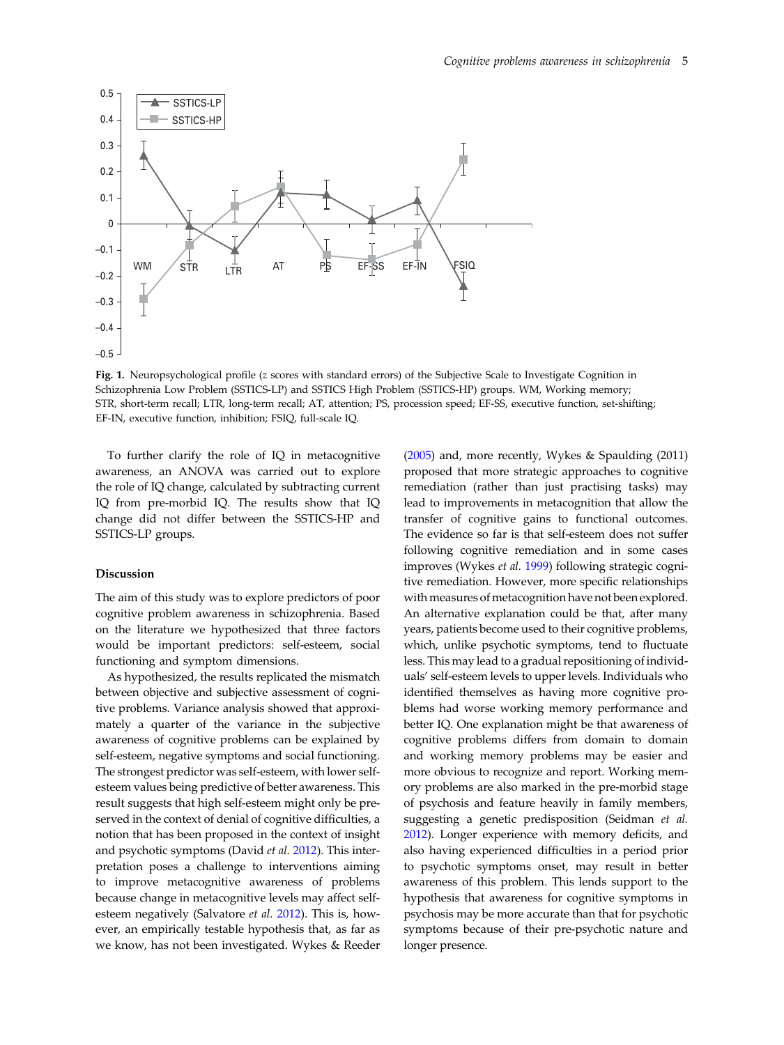Fig. 1. Neuropsychological profile (*z* scores with standard errors) of the Subjective Scale to Investigate Cognition in Schizophrenia Low Problem (SSTICS-LP) and SSTICS High Problem (SSTICS-HP) groups. WM, Working memory; STR, short-term recall; LTR, long-term recall; AT, attention; PS, procession speed; EF-SS, executive function, set-shifting; EF-IN, executive function, inhibition; FSIQ, full-scale IQ.

To further clarify the role of IQ in metacognitive awareness, an ANOVA was carried out to explore the role of IQ change, calculated by subtracting current IQ from pre-morbid IQ. The results show that IQ change did not differ between the SSTICS-HP and SSTICS-LP groups.

## Discussion

The aim of this study was to explore predictors of poor cognitive problem awareness in schizophrenia. Based on the literature we hypothesized that three factors would be important predictors: self-esteem, social functioning and symptom dimensions.

As hypothesized, the results replicated the mismatch between objective and subjective assessment of cognitive problems. Variance analysis showed that approximately a quarter of the variance in the subjective awareness of cognitive problems can be explained by self-esteem, negative symptoms and social functioning. The strongest predictor was self-esteem, with lower self-esteem values being predictive of better awareness. This result suggests that high self-esteem might only be preserved in the context of denial of cognitive difficulties, a notion that has been proposed in the context of insight and psychotic symptoms (David *et al.* 2012). This interpretation poses a challenge to interventions aiming to improve metacognitive awareness of problems because change in metacognitive levels may affect self-esteem negatively (Salvatore *et al.* 2012). This is, however, an empirically testable hypothesis that, as far as we know, has not been investigated. Wykes & Reeder (2005) and, more recently, Wykes & Spaulding (2011) proposed that more strategic approaches to cognitive remediation (rather than just practising tasks) may lead to improvements in metacognition that allow the transfer of cognitive gains to functional outcomes. The evidence so far is that self-esteem does not suffer following cognitive remediation and in some cases improves (Wykes *et al.* 1999) following strategic cognitive remediation. However, more specific relationships with measures of metacognition have not been explored. An alternative explanation could be that, after many years, patients become used to their cognitive problems, which, unlike psychotic symptoms, tend to fluctuate less. This may lead to a gradual repositioning of individuals' self-esteem levels to upper levels. Individuals who identified themselves as having more cognitive problems had worse working memory performance and better IQ. One explanation might be that awareness of cognitive problems differs from domain to domain and working memory problems may be easier and more obvious to recognize and report. Working memory problems are also marked in the pre-morbid stage of psychosis and feature heavily in family members, suggesting a genetic predisposition (Seidman *et al.* 2012). Longer experience with memory deficits, and also having experienced difficulties in a period prior to psychotic symptoms onset, may result in better awareness of this problem. This lends support to the hypothesis that awareness for cognitive symptoms in psychosis may be more accurate than that for psychotic symptoms because of their pre-psychotic nature and longer presence.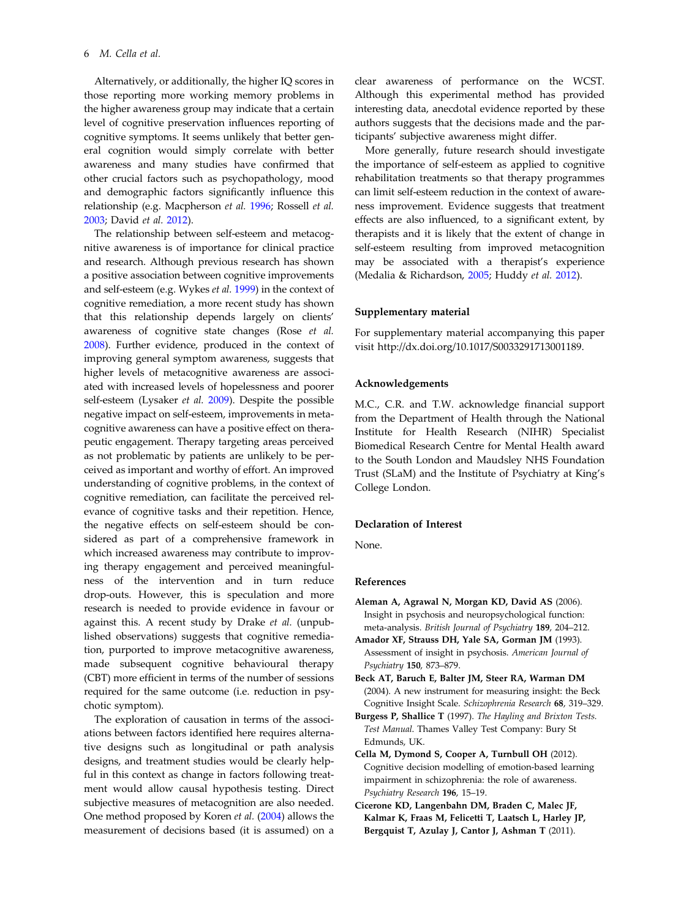Alternatively, or additionally, the higher IQ scores in those reporting more working memory problems in the higher awareness group may indicate that a certain level of cognitive preservation influences reporting of cognitive symptoms. It seems unlikely that better general cognition would simply correlate with better awareness and many studies have confirmed that other crucial factors such as psychopathology, mood and demographic factors significantly influence this relationship (e.g. Macpherson *et al.* 1996; Rossell *et al.* 2003; David *et al.* 2012).

The relationship between self-esteem and metacognitive awareness is of importance for clinical practice and research. Although previous research has shown a positive association between cognitive improvements and self-esteem (e.g. Wykes *et al.* 1999) in the context of cognitive remediation, a more recent study has shown that this relationship depends largely on clients' awareness of cognitive state changes (Rose *et al.* 2008). Further evidence, produced in the context of improving general symptom awareness, suggests that higher levels of metacognitive awareness are associated with increased levels of hopelessness and poorer self-esteem (Lysaker *et al.* 2009). Despite the possible negative impact on self-esteem, improvements in metacognitive awareness can have a positive effect on therapeutic engagement. Therapy targeting areas perceived as not problematic by patients are unlikely to be perceived as important and worthy of effort. An improved understanding of cognitive problems, in the context of cognitive remediation, can facilitate the perceived relevance of cognitive tasks and their repetition. Hence, the negative effects on self-esteem should be considered as part of a comprehensive framework in which increased awareness may contribute to improving therapy engagement and perceived meaningfulness of the intervention and in turn reduce drop-outs. However, this is speculation and more research is needed to provide evidence in favour or against this. A recent study by Drake *et al.* (unpublished observations) suggests that cognitive remediation, purported to improve metacognitive awareness, made subsequent cognitive behavioural therapy (CBT) more efficient in terms of the number of sessions required for the same outcome (i.e. reduction in psychotic symptom).

The exploration of causation in terms of the associations between factors identified here requires alternative designs such as longitudinal or path analysis designs, and treatment studies would be clearly helpful in this context as change in factors following treatment would allow causal hypothesis testing. Direct subjective measures of metacognition are also needed. One method proposed by Koren *et al.* (2004) allows the measurement of decisions based (it is assumed) on a clear awareness of performance on the WCST. Although this experimental method has provided interesting data, anecdotal evidence reported by these authors suggests that the decisions made and the participants' subjective awareness might differ.

More generally, future research should investigate the importance of self-esteem as applied to cognitive rehabilitation treatments so that therapy programmes can limit self-esteem reduction in the context of awareness improvement. Evidence suggests that treatment effects are also influenced, to a significant extent, by therapists and it is likely that the extent of change in self-esteem resulting from improved metacognition may be associated with a therapist's experience (Medalia & Richardson, 2005; Huddy *et al.* 2012).

## Supplementary material

For supplementary material accompanying this paper visit http://dx.doi.org/10.1017/S0033291713001189.

## Acknowledgements

M.C., C.R. and T.W. acknowledge financial support from the Department of Health through the National Institute for Health Research (NIHR) Specialist Biomedical Research Centre for Mental Health award to the South London and Maudsley NHS Foundation Trust (SLaM) and the Institute of Psychiatry at King's College London.

## Declaration of Interest

None.

## References

**Aleman A, Agrawal N, Morgan KD, David AS** (2006). Insight in psychosis and neuropsychological function: meta-analysis. *British Journal of Psychiatry* **189**, 204–212.

**Amador XF, Strauss DH, Yale SA, Gorman JM** (1993). Assessment of insight in psychosis. *American Journal of Psychiatry* **150**, 873–879.

**Beck AT, Baruch E, Balter JM, Steer RA, Warman DM** (2004). A new instrument for measuring insight: the Beck Cognitive Insight Scale. *Schizophrenia Research* **68**, 319–329.

**Burgess P, Shallice T** (1997). *The Hayling and Brixton Tests. Test Manual.* Thames Valley Test Company: Bury St Edmunds, UK.

**Cella M, Dymond S, Cooper A, Turnbull OH** (2012). Cognitive decision modelling of emotion-based learning impairment in schizophrenia: the role of awareness. *Psychiatry Research* **196**, 15–19.

**Cicerone KD, Langenbahn DM, Braden C, Malec JF, Kalmar K, Fraas M, Felicetti T, Laatsch L, Harley JP, Bergquist T, Azulay J, Cantor J, Ashman T** (2011).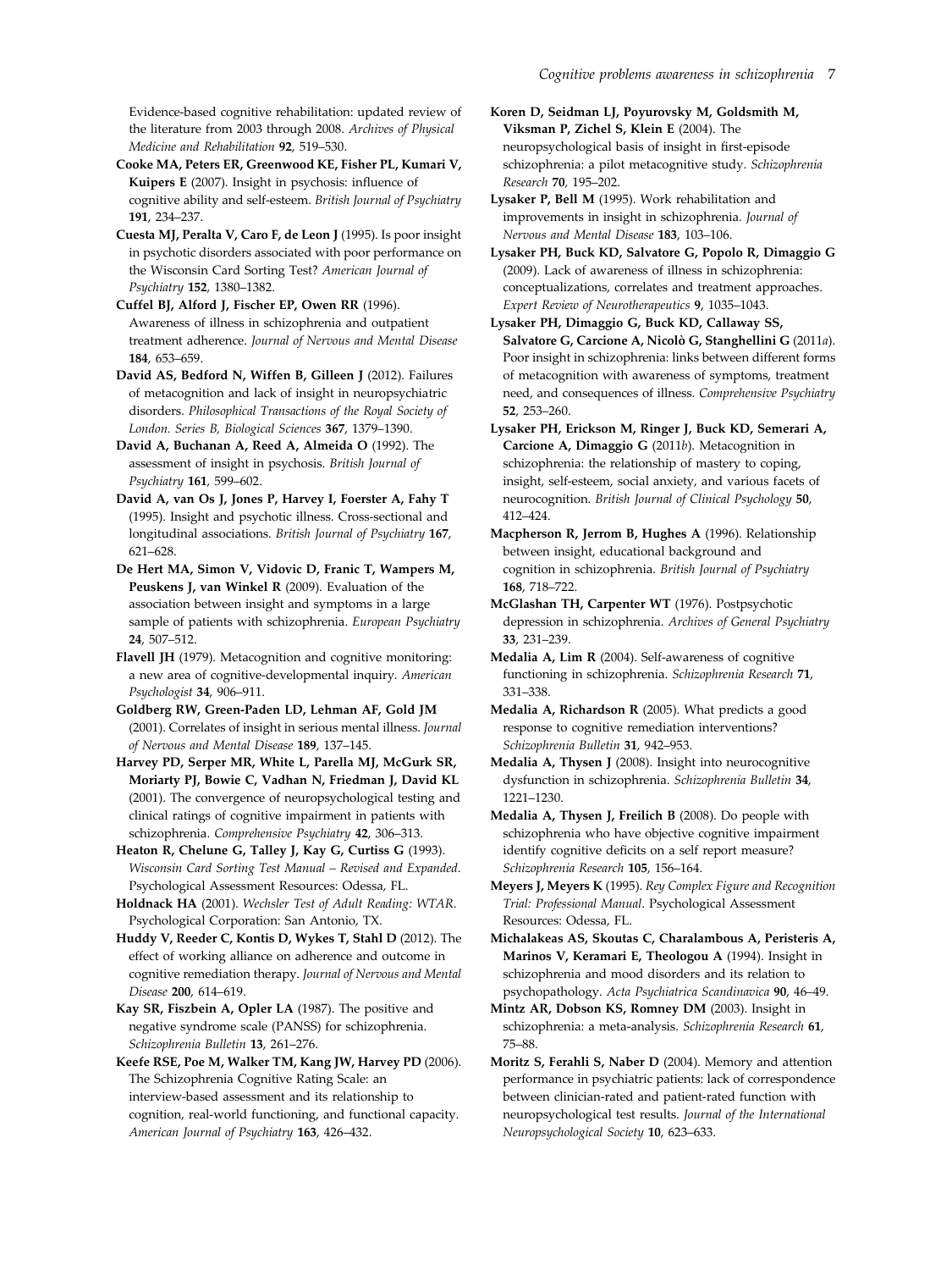Evidence-based cognitive rehabilitation: updated review of the literature from 2003 through 2008. *Archives of Physical Medicine and Rehabilitation* **92**, 519–530.

**Cooke MA, Peters ER, Greenwood KE, Fisher PL, Kumari V, Kuipers E** (2007). Insight in psychosis: influence of cognitive ability and self-esteem. *British Journal of Psychiatry* **191**, 234–237.

**Cuesta MJ, Peralta V, Caro F, de Leon J** (1995). Is poor insight in psychotic disorders associated with poor performance on the Wisconsin Card Sorting Test? *American Journal of Psychiatry* **152**, 1380–1382.

**Cuffel BJ, Alford J, Fischer EP, Owen RR** (1996). Awareness of illness in schizophrenia and outpatient treatment adherence. *Journal of Nervous and Mental Disease* **184**, 653–659.

**David AS, Bedford N, Wiffen B, Gilleen J** (2012). Failures of metacognition and lack of insight in neuropsychiatric disorders. *Philosophical Transactions of the Royal Society of London. Series B, Biological Sciences* **367**, 1379–1390.

**David A, Buchanan A, Reed A, Almeida O** (1992). The assessment of insight in psychosis. *British Journal of Psychiatry* **161**, 599–602.

**David A, van Os J, Jones P, Harvey I, Foerster A, Fahy T** (1995). Insight and psychotic illness. Cross-sectional and longitudinal associations. *British Journal of Psychiatry* **167**, 621–628.

**De Hert MA, Simon V, Vidovic D, Franic T, Wampers M, Peuskens J, van Winkel R** (2009). Evaluation of the association between insight and symptoms in a large sample of patients with schizophrenia. *European Psychiatry* **24**, 507–512.

**Flavell JH** (1979). Metacognition and cognitive monitoring: a new area of cognitive-developmental inquiry. *American Psychologist* **34**, 906–911.

**Goldberg RW, Green-Paden LD, Lehman AF, Gold JM** (2001). Correlates of insight in serious mental illness. *Journal of Nervous and Mental Disease* **189**, 137–145.

**Harvey PD, Serper MR, White L, Parella MJ, McGurk SR, Moriarty PJ, Bowie C, Vadhan N, Friedman J, David KL** (2001). The convergence of neuropsychological testing and clinical ratings of cognitive impairment in patients with schizophrenia. *Comprehensive Psychiatry* **42**, 306–313.

**Heaton R, Chelune G, Talley J, Kay G, Curtiss G** (1993). *Wisconsin Card Sorting Test Manual – Revised and Expanded*. Psychological Assessment Resources: Odessa, FL.

**Holdnack HA** (2001). *Wechsler Test of Adult Reading: WTAR*. Psychological Corporation: San Antonio, TX.

**Huddy V, Reeder C, Kontis D, Wykes T, Stahl D** (2012). The effect of working alliance on adherence and outcome in cognitive remediation therapy. *Journal of Nervous and Mental Disease* **200**, 614–619.

**Kay SR, Fiszbein A, Opler LA** (1987). The positive and negative syndrome scale (PANSS) for schizophrenia. *Schizophrenia Bulletin* **13**, 261–276.

**Keefe RSE, Poe M, Walker TM, Kang JW, Harvey PD** (2006). The Schizophrenia Cognitive Rating Scale: an interview-based assessment and its relationship to cognition, real-world functioning, and functional capacity. *American Journal of Psychiatry* **163**, 426–432.

**Koren D, Seidman LJ, Poyurovsky M, Goldsmith M, Viksman P, Zichel S, Klein E** (2004). The neuropsychological basis of insight in first-episode schizophrenia: a pilot metacognitive study. *Schizophrenia Research* **70**, 195–202.

**Lysaker P, Bell M** (1995). Work rehabilitation and improvements in insight in schizophrenia. *Journal of Nervous and Mental Disease* **183**, 103–106.

**Lysaker PH, Buck KD, Salvatore G, Popolo R, Dimaggio G** (2009). Lack of awareness of illness in schizophrenia: conceptualizations, correlates and treatment approaches. *Expert Review of Neurotherapeutics* **9**, 1035–1043.

**Lysaker PH, Dimaggio G, Buck KD, Callaway SS, Salvatore G, Carcione A, Nicolò G, Stanghellini G** (2011*a*). Poor insight in schizophrenia: links between different forms of metacognition with awareness of symptoms, treatment need, and consequences of illness. *Comprehensive Psychiatry* **52**, 253–260.

**Lysaker PH, Erickson M, Ringer J, Buck KD, Semerari A, Carcione A, Dimaggio G** (2011*b*). Metacognition in schizophrenia: the relationship of mastery to coping, insight, self-esteem, social anxiety, and various facets of neurocognition. *British Journal of Clinical Psychology* **50**, 412–424.

**Macpherson R, Jerrom B, Hughes A** (1996). Relationship between insight, educational background and cognition in schizophrenia. *British Journal of Psychiatry* **168**, 718–722.

**McGlashan TH, Carpenter WT** (1976). Postpsychotic depression in schizophrenia. *Archives of General Psychiatry* **33**, 231–239.

**Medalia A, Lim R** (2004). Self-awareness of cognitive functioning in schizophrenia. *Schizophrenia Research* **71**, 331–338.

**Medalia A, Richardson R** (2005). What predicts a good response to cognitive remediation interventions? *Schizophrenia Bulletin* **31**, 942–953.

**Medalia A, Thysen J** (2008). Insight into neurocognitive dysfunction in schizophrenia. *Schizophrenia Bulletin* **34**, 1221–1230.

**Medalia A, Thysen J, Freilich B** (2008). Do people with schizophrenia who have objective cognitive impairment identify cognitive deficits on a self report measure? *Schizophrenia Research* **105**, 156–164.

**Meyers J, Meyers K** (1995). *Rey Complex Figure and Recognition Trial: Professional Manual*. Psychological Assessment Resources: Odessa, FL.

**Michalakeas AS, Skoutas C, Charalambous A, Peristeris A, Marinos V, Keramari E, Theologou A** (1994). Insight in schizophrenia and mood disorders and its relation to psychopathology. *Acta Psychiatrica Scandinavica* **90**, 46–49.

**Mintz AR, Dobson KS, Romney DM** (2003). Insight in schizophrenia: a meta-analysis. *Schizophrenia Research* **61**, 75–88.

**Moritz S, Ferahli S, Naber D** (2004). Memory and attention performance in psychiatric patients: lack of correspondence between clinician-rated and patient-rated function with neuropsychological test results. *Journal of the International Neuropsychological Society* **10**, 623–633.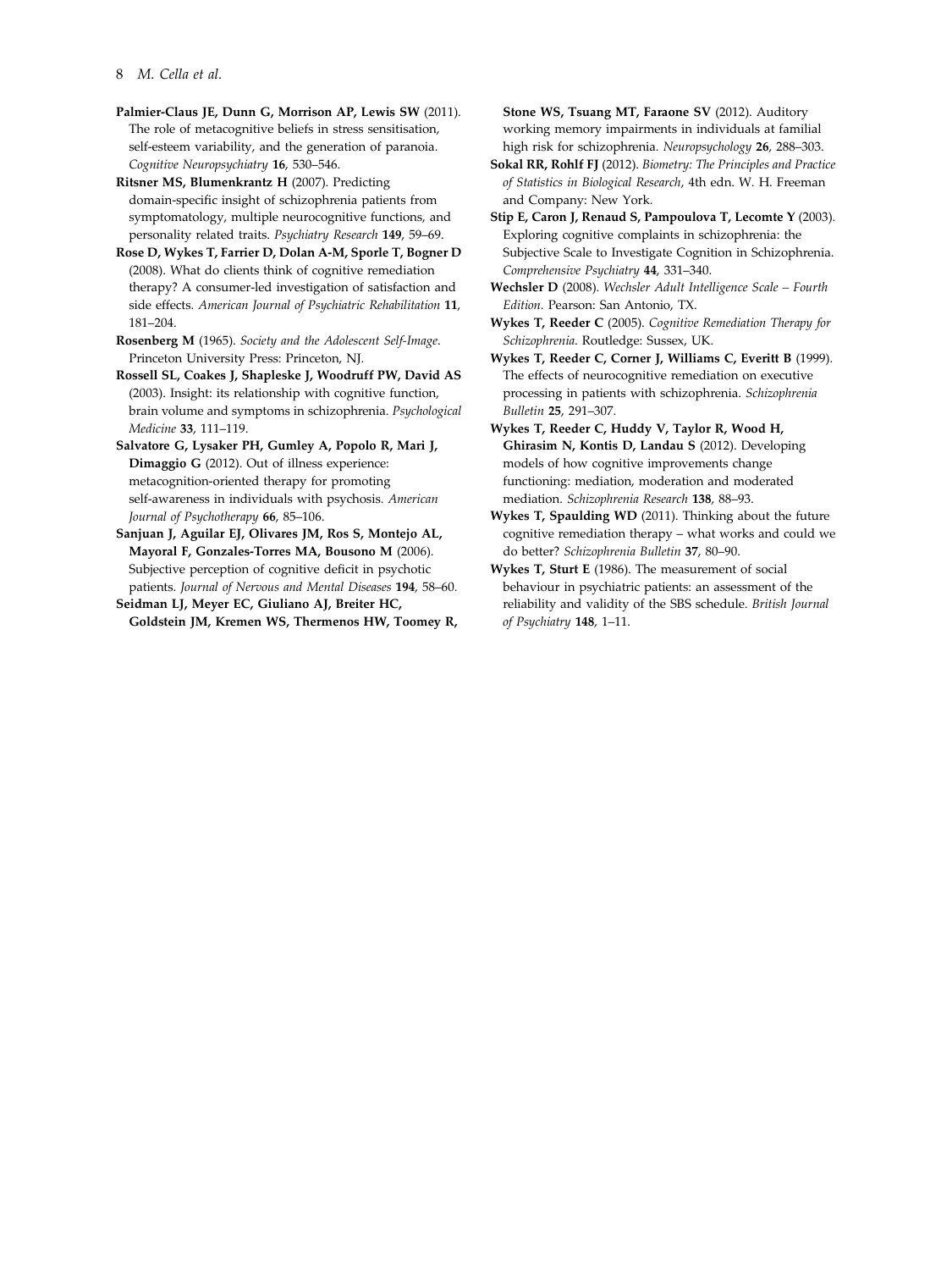**Palmier-Claus JE, Dunn G, Morrison AP, Lewis SW** (2011). The role of metacognitive beliefs in stress sensitisation, self-esteem variability, and the generation of paranoia. *Cognitive Neuropsychiatry* **16**, 530–546.

**Ritsner MS, Blumenkrantz H** (2007). Predicting domain-specific insight of schizophrenia patients from symptomatology, multiple neurocognitive functions, and personality related traits. *Psychiatry Research* **149**, 59–69.

**Rose D, Wykes T, Farrier D, Dolan A-M, Sporle T, Bogner D** (2008). What do clients think of cognitive remediation therapy? A consumer-led investigation of satisfaction and side effects. *American Journal of Psychiatric Rehabilitation* **11**, 181–204.

**Rosenberg M** (1965). *Society and the Adolescent Self-Image*. Princeton University Press: Princeton, NJ.

**Rossell SL, Coakes J, Shapleske J, Woodruff PW, David AS** (2003). Insight: its relationship with cognitive function, brain volume and symptoms in schizophrenia. *Psychological Medicine* **33**, 111–119.

**Salvatore G, Lysaker PH, Gumley A, Popolo R, Mari J, Dimaggio G** (2012). Out of illness experience: metacognition-oriented therapy for promoting self-awareness in individuals with psychosis. *American Journal of Psychotherapy* **66**, 85–106.

**Sanjuan J, Aguilar EJ, Olivares JM, Ros S, Montejo AL, Mayoral F, Gonzales-Torres MA, Bousono M** (2006). Subjective perception of cognitive deficit in psychotic patients. *Journal of Nervous and Mental Diseases* **194**, 58–60.

**Seidman LJ, Meyer EC, Giuliano AJ, Breiter HC, Goldstein JM, Kremen WS, Thermenos HW, Toomey R, Stone WS, Tsuang MT, Faraone SV** (2012). Auditory working memory impairments in individuals at familial high risk for schizophrenia. *Neuropsychology* **26**, 288–303.

**Sokal RR, Rohlf FJ** (2012). *Biometry: The Principles and Practice of Statistics in Biological Research*, 4th edn. W. H. Freeman and Company: New York.

**Stip E, Caron J, Renaud S, Pampoulova T, Lecomte Y** (2003). Exploring cognitive complaints in schizophrenia: the Subjective Scale to Investigate Cognition in Schizophrenia. *Comprehensive Psychiatry* **44**, 331–340.

**Wechsler D** (2008). *Wechsler Adult Intelligence Scale – Fourth Edition*. Pearson: San Antonio, TX.

**Wykes T, Reeder C** (2005). *Cognitive Remediation Therapy for Schizophrenia*. Routledge: Sussex, UK.

**Wykes T, Reeder C, Corner J, Williams C, Everitt B** (1999). The effects of neurocognitive remediation on executive processing in patients with schizophrenia. *Schizophrenia Bulletin* **25**, 291–307.

**Wykes T, Reeder C, Huddy V, Taylor R, Wood H, Ghirasim N, Kontis D, Landau S** (2012). Developing models of how cognitive improvements change functioning: mediation, moderation and moderated mediation. *Schizophrenia Research* **138**, 88–93.

**Wykes T, Spaulding WD** (2011). Thinking about the future cognitive remediation therapy – what works and could we do better? *Schizophrenia Bulletin* **37**, 80–90.

**Wykes T, Sturt E** (1986). The measurement of social behaviour in psychiatric patients: an assessment of the reliability and validity of the SBS schedule. *British Journal of Psychiatry* **148**, 1–11.